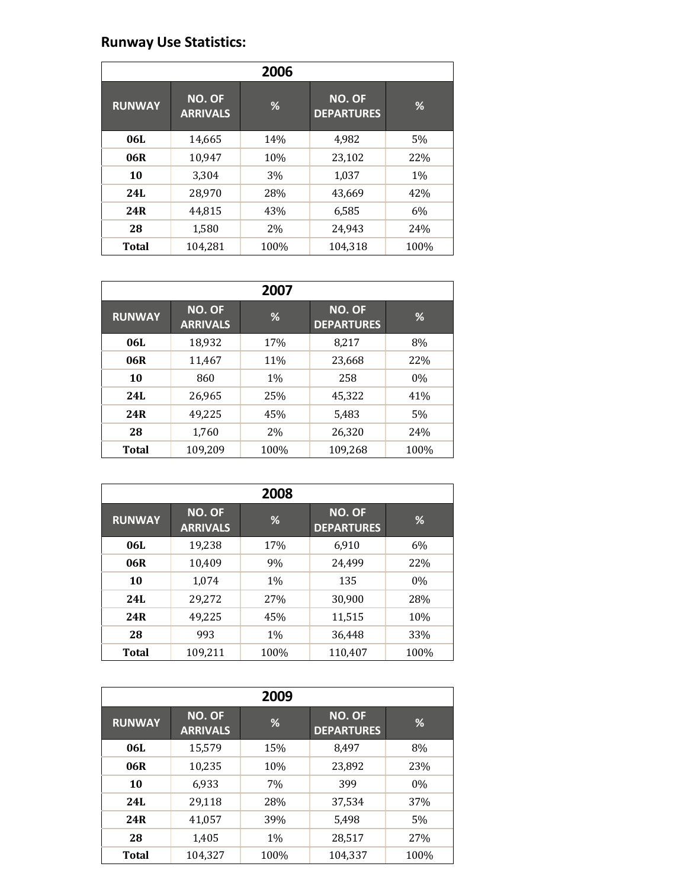## Runway Use Statistics:

| 2006 | | | | |
|---|---|---|---|---|
| **RUNWAY** | **NO. OF ARRIVALS** | **%** | **NO. OF DEPARTURES** | **%** |
| **06L** | 14,665 | 14% | 4,982 | 5% |
| **06R** | 10,947 | 10% | 23,102 | 22% |
| **10** | 3,304 | 3% | 1,037 | 1% |
| **24L** | 28,970 | 28% | 43,669 | 42% |
| **24R** | 44,815 | 43% | 6,585 | 6% |
| **28** | 1,580 | 2% | 24,943 | 24% |
| **Total** | 104,281 | 100% | 104,318 | 100% |

| 2007 | | | | |
|---|---|---|---|---|
| **RUNWAY** | **NO. OF ARRIVALS** | **%** | **NO. OF DEPARTURES** | **%** |
| **06L** | 18,932 | 17% | 8,217 | 8% |
| **06R** | 11,467 | 11% | 23,668 | 22% |
| **10** | 860 | 1% | 258 | 0% |
| **24L** | 26,965 | 25% | 45,322 | 41% |
| **24R** | 49,225 | 45% | 5,483 | 5% |
| **28** | 1,760 | 2% | 26,320 | 24% |
| **Total** | 109,209 | 100% | 109,268 | 100% |

| 2008 | | | | |
|---|---|---|---|---|
| **RUNWAY** | **NO. OF ARRIVALS** | **%** | **NO. OF DEPARTURES** | **%** |
| **06L** | 19,238 | 17% | 6,910 | 6% |
| **06R** | 10,409 | 9% | 24,499 | 22% |
| **10** | 1,074 | 1% | 135 | 0% |
| **24L** | 29,272 | 27% | 30,900 | 28% |
| **24R** | 49,225 | 45% | 11,515 | 10% |
| **28** | 993 | 1% | 36,448 | 33% |
| **Total** | 109,211 | 100% | 110,407 | 100% |

| 2009 | | | | |
|---|---|---|---|---|
| **RUNWAY** | **NO. OF ARRIVALS** | **%** | **NO. OF DEPARTURES** | **%** |
| **06L** | 15,579 | 15% | 8,497 | 8% |
| **06R** | 10,235 | 10% | 23,892 | 23% |
| **10** | 6,933 | 7% | 399 | 0% |
| **24L** | 29,118 | 28% | 37,534 | 37% |
| **24R** | 41,057 | 39% | 5,498 | 5% |
| **28** | 1,405 | 1% | 28,517 | 27% |
| **Total** | 104,327 | 100% | 104,337 | 100% |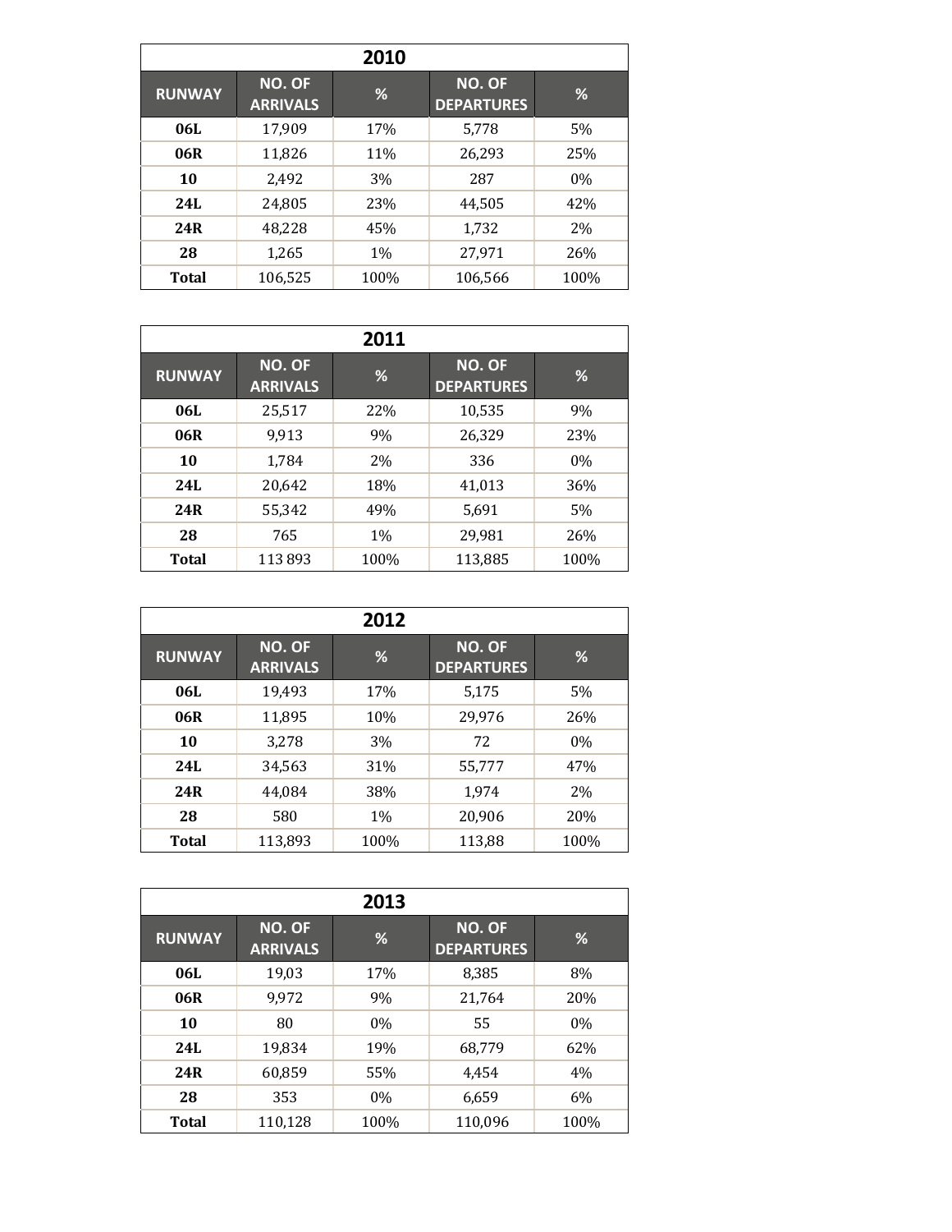| 2010 | | | | |
|---|---|---|---|---|
| **RUNWAY** | **NO. OF ARRIVALS** | **%** | **NO. OF DEPARTURES** | **%** |
| **06L** | 17,909 | 17% | 5,778 | 5% |
| **06R** | 11,826 | 11% | 26,293 | 25% |
| **10** | 2,492 | 3% | 287 | 0% |
| **24L** | 24,805 | 23% | 44,505 | 42% |
| **24R** | 48,228 | 45% | 1,732 | 2% |
| **28** | 1,265 | 1% | 27,971 | 26% |
| **Total** | 106,525 | 100% | 106,566 | 100% |

| 2011 | | | | |
|---|---|---|---|---|
| **RUNWAY** | **NO. OF ARRIVALS** | **%** | **NO. OF DEPARTURES** | **%** |
| **06L** | 25,517 | 22% | 10,535 | 9% |
| **06R** | 9,913 | 9% | 26,329 | 23% |
| **10** | 1,784 | 2% | 336 | 0% |
| **24L** | 20,642 | 18% | 41,013 | 36% |
| **24R** | 55,342 | 49% | 5,691 | 5% |
| **28** | 765 | 1% | 29,981 | 26% |
| **Total** | 113 893 | 100% | 113,885 | 100% |

| 2012 | | | | |
|---|---|---|---|---|
| **RUNWAY** | **NO. OF ARRIVALS** | **%** | **NO. OF DEPARTURES** | **%** |
| **06L** | 19,493 | 17% | 5,175 | 5% |
| **06R** | 11,895 | 10% | 29,976 | 26% |
| **10** | 3,278 | 3% | 72 | 0% |
| **24L** | 34,563 | 31% | 55,777 | 47% |
| **24R** | 44,084 | 38% | 1,974 | 2% |
| **28** | 580 | 1% | 20,906 | 20% |
| **Total** | 113,893 | 100% | 113,88 | 100% |

| 2013 | | | | |
|---|---|---|---|---|
| **RUNWAY** | **NO. OF ARRIVALS** | **%** | **NO. OF DEPARTURES** | **%** |
| **06L** | 19,03 | 17% | 8,385 | 8% |
| **06R** | 9,972 | 9% | 21,764 | 20% |
| **10** | 80 | 0% | 55 | 0% |
| **24L** | 19,834 | 19% | 68,779 | 62% |
| **24R** | 60,859 | 55% | 4,454 | 4% |
| **28** | 353 | 0% | 6,659 | 6% |
| **Total** | 110,128 | 100% | 110,096 | 100% |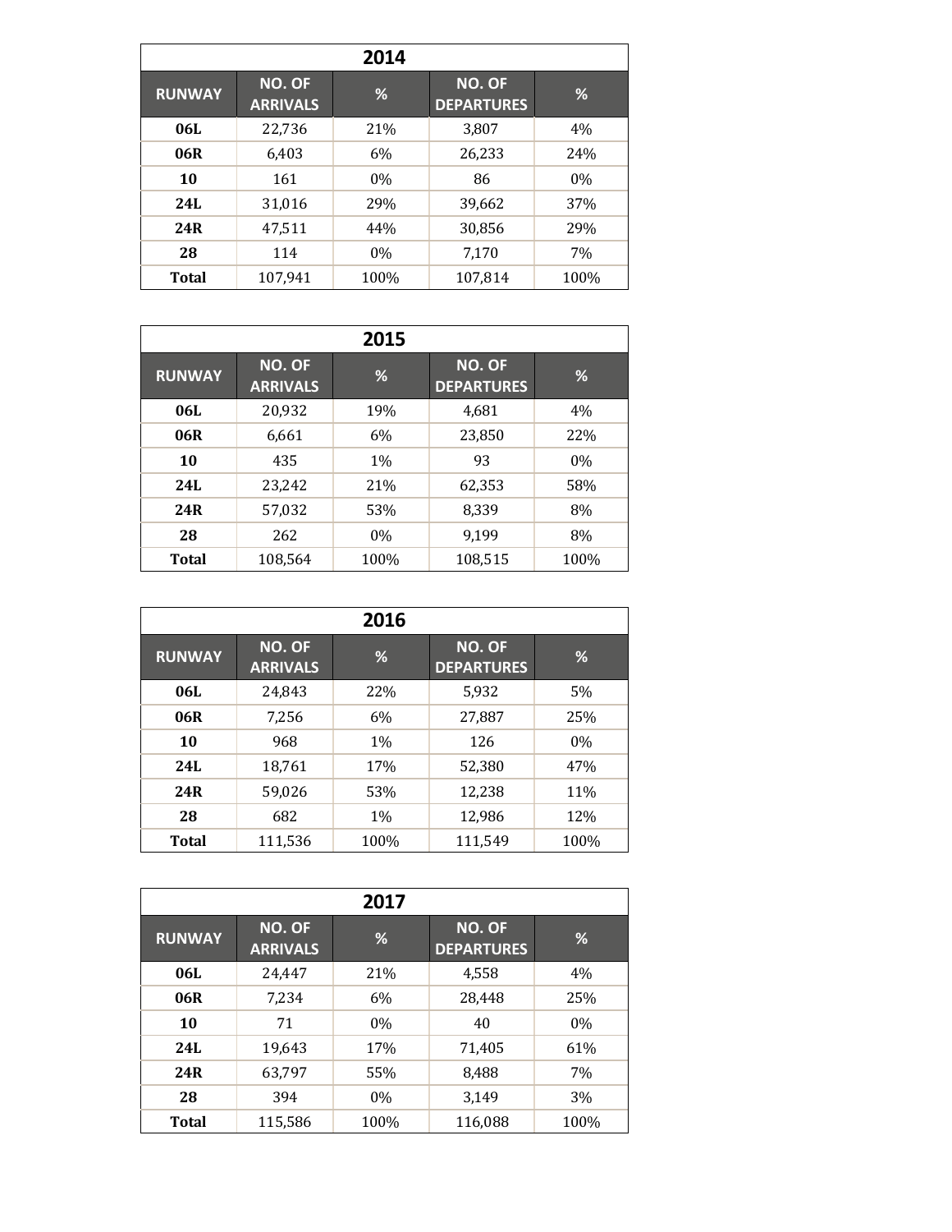| 2014 | | | | |
|---|---|---|---|---|
| **RUNWAY** | **NO. OF ARRIVALS** | **%** | **NO. OF DEPARTURES** | **%** |
| **06L** | 22,736 | 21% | 3,807 | 4% |
| **06R** | 6,403 | 6% | 26,233 | 24% |
| **10** | 161 | 0% | 86 | 0% |
| **24L** | 31,016 | 29% | 39,662 | 37% |
| **24R** | 47,511 | 44% | 30,856 | 29% |
| **28** | 114 | 0% | 7,170 | 7% |
| **Total** | 107,941 | 100% | 107,814 | 100% |

| 2015 | | | | |
|---|---|---|---|---|
| **RUNWAY** | **NO. OF ARRIVALS** | **%** | **NO. OF DEPARTURES** | **%** |
| **06L** | 20,932 | 19% | 4,681 | 4% |
| **06R** | 6,661 | 6% | 23,850 | 22% |
| **10** | 435 | 1% | 93 | 0% |
| **24L** | 23,242 | 21% | 62,353 | 58% |
| **24R** | 57,032 | 53% | 8,339 | 8% |
| **28** | 262 | 0% | 9,199 | 8% |
| **Total** | 108,564 | 100% | 108,515 | 100% |

| 2016 | | | | |
|---|---|---|---|---|
| **RUNWAY** | **NO. OF ARRIVALS** | **%** | **NO. OF DEPARTURES** | **%** |
| **06L** | 24,843 | 22% | 5,932 | 5% |
| **06R** | 7,256 | 6% | 27,887 | 25% |
| **10** | 968 | 1% | 126 | 0% |
| **24L** | 18,761 | 17% | 52,380 | 47% |
| **24R** | 59,026 | 53% | 12,238 | 11% |
| **28** | 682 | 1% | 12,986 | 12% |
| **Total** | 111,536 | 100% | 111,549 | 100% |

| 2017 | | | | |
|---|---|---|---|---|
| **RUNWAY** | **NO. OF ARRIVALS** | **%** | **NO. OF DEPARTURES** | **%** |
| **06L** | 24,447 | 21% | 4,558 | 4% |
| **06R** | 7,234 | 6% | 28,448 | 25% |
| **10** | 71 | 0% | 40 | 0% |
| **24L** | 19,643 | 17% | 71,405 | 61% |
| **24R** | 63,797 | 55% | 8,488 | 7% |
| **28** | 394 | 0% | 3,149 | 3% |
| **Total** | 115,586 | 100% | 116,088 | 100% |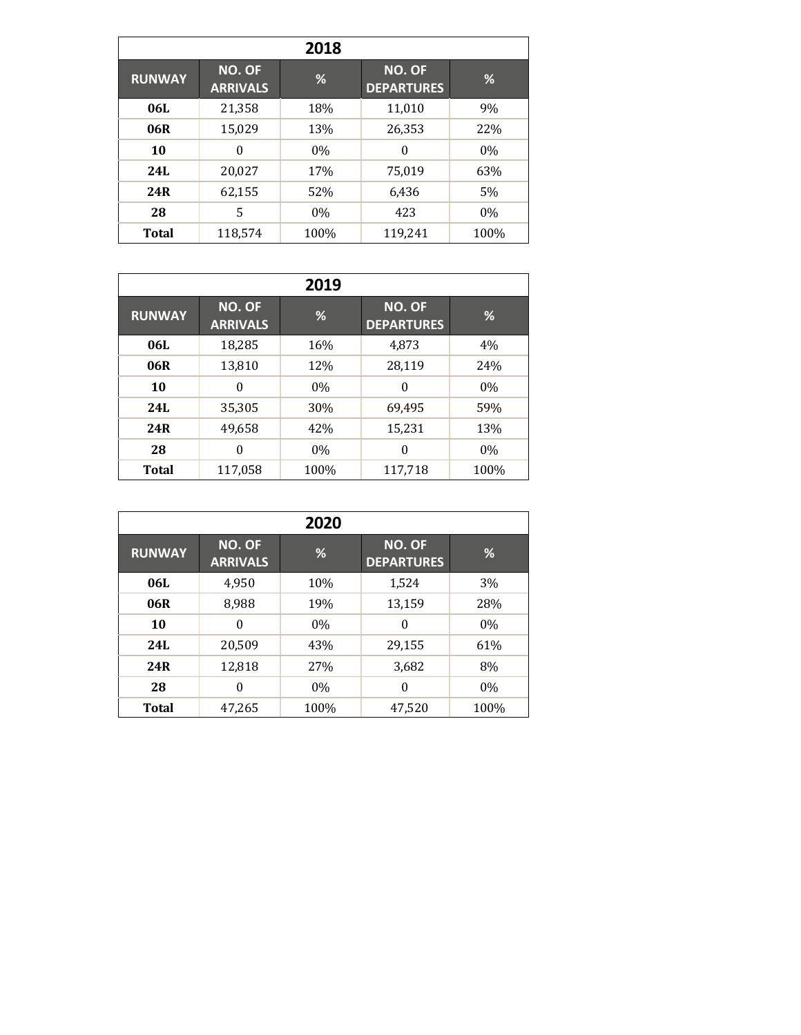| 2018 | | | | |
|---|---|---|---|---|
| RUNWAY | NO. OF ARRIVALS | % | NO. OF DEPARTURES | % |
| 06L | 21,358 | 18% | 11,010 | 9% |
| 06R | 15,029 | 13% | 26,353 | 22% |
| 10 | 0 | 0% | 0 | 0% |
| 24L | 20,027 | 17% | 75,019 | 63% |
| 24R | 62,155 | 52% | 6,436 | 5% |
| 28 | 5 | 0% | 423 | 0% |
| Total | 118,574 | 100% | 119,241 | 100% |

| 2019 | | | | |
|---|---|---|---|---|
| RUNWAY | NO. OF ARRIVALS | % | NO. OF DEPARTURES | % |
| 06L | 18,285 | 16% | 4,873 | 4% |
| 06R | 13,810 | 12% | 28,119 | 24% |
| 10 | 0 | 0% | 0 | 0% |
| 24L | 35,305 | 30% | 69,495 | 59% |
| 24R | 49,658 | 42% | 15,231 | 13% |
| 28 | 0 | 0% | 0 | 0% |
| Total | 117,058 | 100% | 117,718 | 100% |

| 2020 | | | | |
|---|---|---|---|---|
| RUNWAY | NO. OF ARRIVALS | % | NO. OF DEPARTURES | % |
| 06L | 4,950 | 10% | 1,524 | 3% |
| 06R | 8,988 | 19% | 13,159 | 28% |
| 10 | 0 | 0% | 0 | 0% |
| 24L | 20,509 | 43% | 29,155 | 61% |
| 24R | 12,818 | 27% | 3,682 | 8% |
| 28 | 0 | 0% | 0 | 0% |
| Total | 47,265 | 100% | 47,520 | 100% |